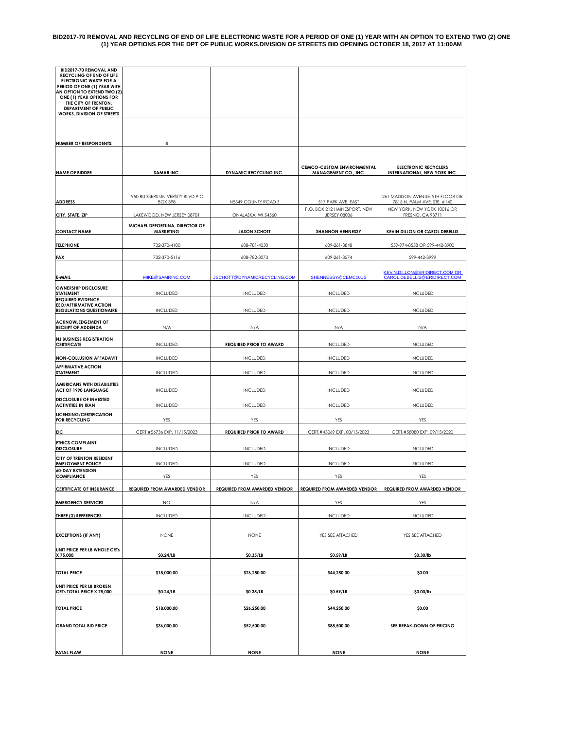# BID2017-70 REMOVAL AND RECYCLING OF END OF LIFE ELECTRONIC WASTE FOR A PERIOD OF ONE (1) YEAR WITH AN OPTION TO EXTEND TWO (2) ONE (1) YEAR OPTIONS FOR THE DPT OF PUBLIC WORKS,DIVISION OF STREETS BID OPENING OCTOBER 18, 2017 AT 11:00AM

| BID2017-70 REMOVAL AND RECYCLING OF END OF LIFE ELECTRONIC WASTE FOR A PERIOD OF ONE (1) YEAR WITH AN OPTION TO EXTEND TWO (2) ONE (1) YEAR OPTIONS FOR THE CITY OF TRENTON, DEPARTMENT OF PUBLIC WORKS, DIVISION OF STREETS | | | | |
|---|---|---|---|---|
| **NUMBER OF RESPONDENTS:** | **4** | | | |
| **NAME OF BIDDER** | **SAMAR INC.** | **DYNAMIC RECYCLING INC.** | **CEMCO-CUSTOM ENVIRONMENTAL MANAGEMENT CO., INC.** | **ELECTRONIC RECYCLERS INTERNATIONAL, NEW YORK INC.** |
| **ADDRESS** | 1950 RUTGERS UNIVERSITY BLVD P.O. BOX 398 | N5549 COUNTY ROAD Z | 517 PARK AVE. EAST | 261 MADISON AVENUE, 9TH FLOOR OR 7815 N. PALM AVE, STE. #140 |
| **CITY, STATE, ZIP** | LAKEWOOD, NEW JERSEY 08701 | ONALASKA, WI 54560 | P.O. BOX 212 HAINESPORT, NEW JERSEY 08036 | NEW YORK, NEW YORK 10016 OR FRESNO, CA 93711 |
| **CONTACT NAME** | **MICHAEL DEFORTUNA, DIRECTOR OF MARKETING** | **JASON SCHOTT** | **SHANNON HENNESSY** | **KEVIN DILLON OR CAROL DEBELLIS** |
| **TELEPHONE** | 732-370-4100 | 608-781-4030 | 609-261-3848 | 559-974-8558 OR 599-442-3900 |
| **FAX** | 732-370-5116 | 608-782-3073 | 609-261-3574 | 599-442-3999 |
| **E-MAIL** | MIKE@SAMRINC.COM | JSCHOTT@DYNAMICRECYCLING.COM | SHENNESSY@CEMCO.US | KEVIN.DILLON@ERIDIRECT.COM OR CAROL.DEBELLIS@ERIDIRECT.COM |
| **OWNERSHIP DISCLOSURE STATEMENT** | INCLUDED | INCLUDED | INCLUDED | INCLUDED |
| **REQUIRED EVIDENCE EEO/AFFIRMATIVE ACTION REGULATIONS QUESTIONAIRE** | INCLUDED | INCLUDED | INCLUDED | INCLUDED |
| **ACKNOWLEDGEMENT OF RECEIPT OF ADDENDA** | N/A | N/A | N/A | N/A |
| **NJ BUSINESS REGISTRATION CERTIFICATE** | INCLUDED | **REQUIRED PRIOR TO AWARD** | INCLUDED | INCLUDED |
| **NON-COLLUSION AFFADAVIT** | INCLUDED | INCLUDED | INCLUDED | INCLUDED |
| **AFFIRMATIVE ACTION STATEMENT** | INCLUDED | INCLUDED | INCLUDED | INCLUDED |
| **AMERICANS WITH DISABILITIES ACT OF 1990 LANGUAGE** | INCLUDED | INCLUDED | INCLUDED | INCLUDED |
| **DISCLOSURE OF INVESTED ACTIVITIES IN IRAN** | INCLUDED | INCLUDED | INCLUDED | INCLUDED |
| **LICENSING/CERTIFICATION FOR RECYCLING** | YES | YES | YES | YES |
| **EIC** | CERT.#56736 EXP. 11/15/2023 | **REQUIRED PRIOR TO AWARD** | CERT.#43069 EXP. 03/15/2023 | CERT.#58080 EXP. 09/15/2020 |
| **ETHICS COMPLAINT DISCLOSURE** | INCLUDED | INCLUDED | INCLUDED | INCLUDED |
| **CITY OF TRENTON RESIDENT EMPLOYMENT POLICY** | INCLUDED | INCLUDED | INCLUDED | INCLUDED |
| **60-DAY EXTENSION COMPLIANCE** | YES | YES | YES | YES |
| **CERTIFICATE OF INSURANCE** | **REQUIRED FROM AWARDED VENDOR** | **REQUIRED FROM AWARDED VENDOR** | **REQUIRED FROM AWARDED VENDOR** | **REQUIRED FROM AWARDED VENDOR** |
| **EMERGENCY SERVICES** | NO | N/A | YES | YES |
| **THREE (3) REFERENCES** | INCLUDED | INCLUDED | INCLUDED | INCLUDED |
| **EXCEPTIONS (IF ANY)** | NONE | NONE | YES SEE ATTACHED | YES SEE ATTACHED |
| **UNIT PRICE PER LB WHOLE CRTs X 75,000** | **$0.24/LB** | **$0.35/LB** | **$0.59/LB** | **$0.30/lb** |
| **TOTAL PRICE** | **$18,000.00** | **$26,250.00** | **$44,250.00** | **$0.00** |
| **UNIT PRICE PER LB BROKEN CRTs TOTAL PRICE X 75,000** | **$0.24/LB** | **$0.35/LB** | **$0.59/LB** | **$0.00/lb** |
| **TOTAL PRICE** | **$18,000.00** | **$26,250.00** | **$44,250.00** | **$0.00** |
| **GRAND TOTAL BID PRICE** | **$36,000.00** | **$52,500.00** | **$88,500.00** | **SEE BREAK-DOWN OF PRICING** |
| **FATAL FLAW** | **NONE** | **NONE** | **NONE** | **NONE** |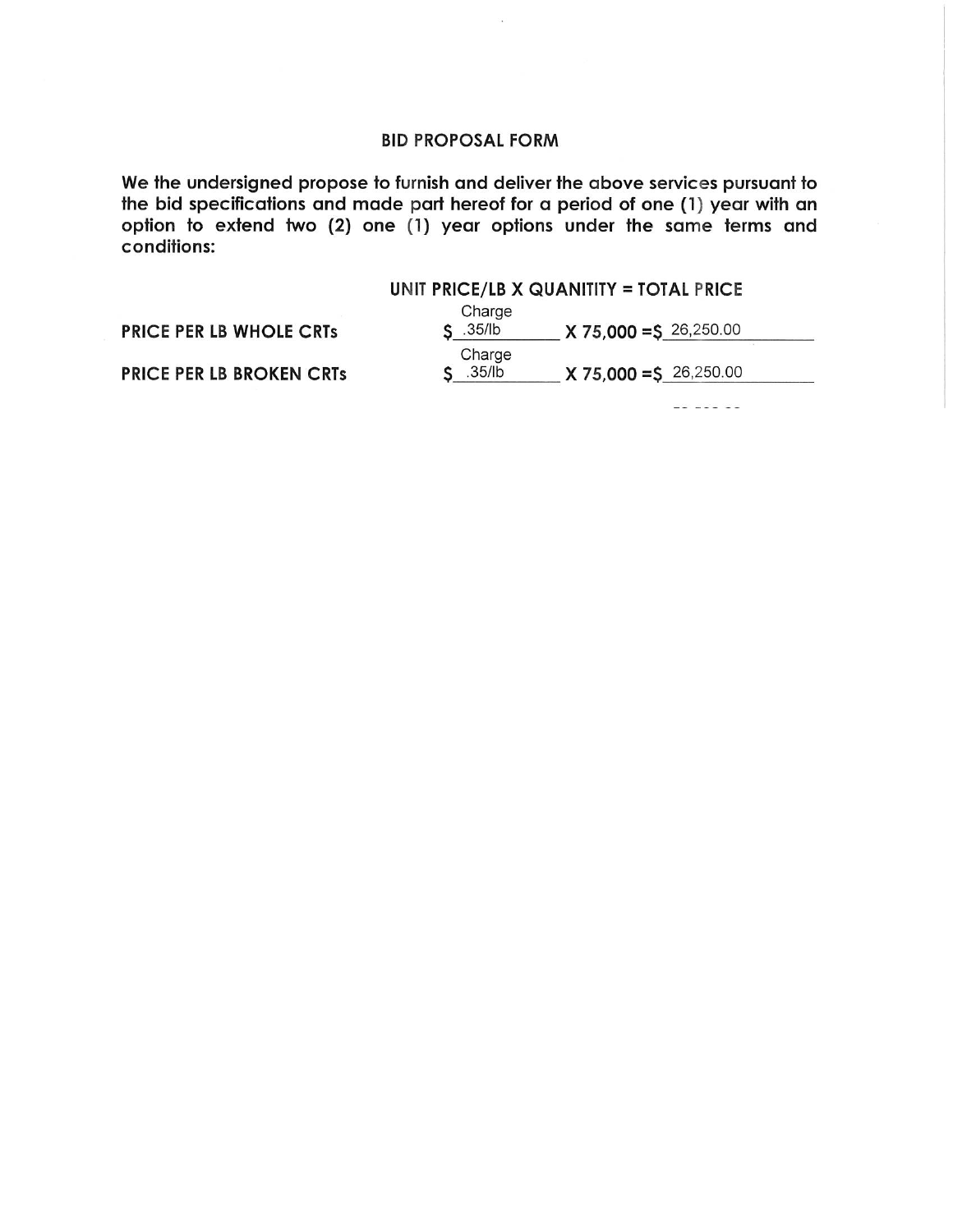## BID PROPOSAL FORM

**We the undersigned propose to furnish and deliver the above services pursuant to the bid specifications and made part hereof for a period of one (1) year with an option to extend two (2) one (1) year options under the same terms and conditions:**

| | UNIT PRICE/LB | X QUANITITY | = TOTAL PRICE |
|---|---|---|---|
| **PRICE PER LB WHOLE CRTs** | Charge $ .35/lb | X 75,000 | =$ 26,250.00 |
| **PRICE PER LB BROKEN CRTs** | Charge $ .35/lb | X 75,000 | =$ 26,250.00 |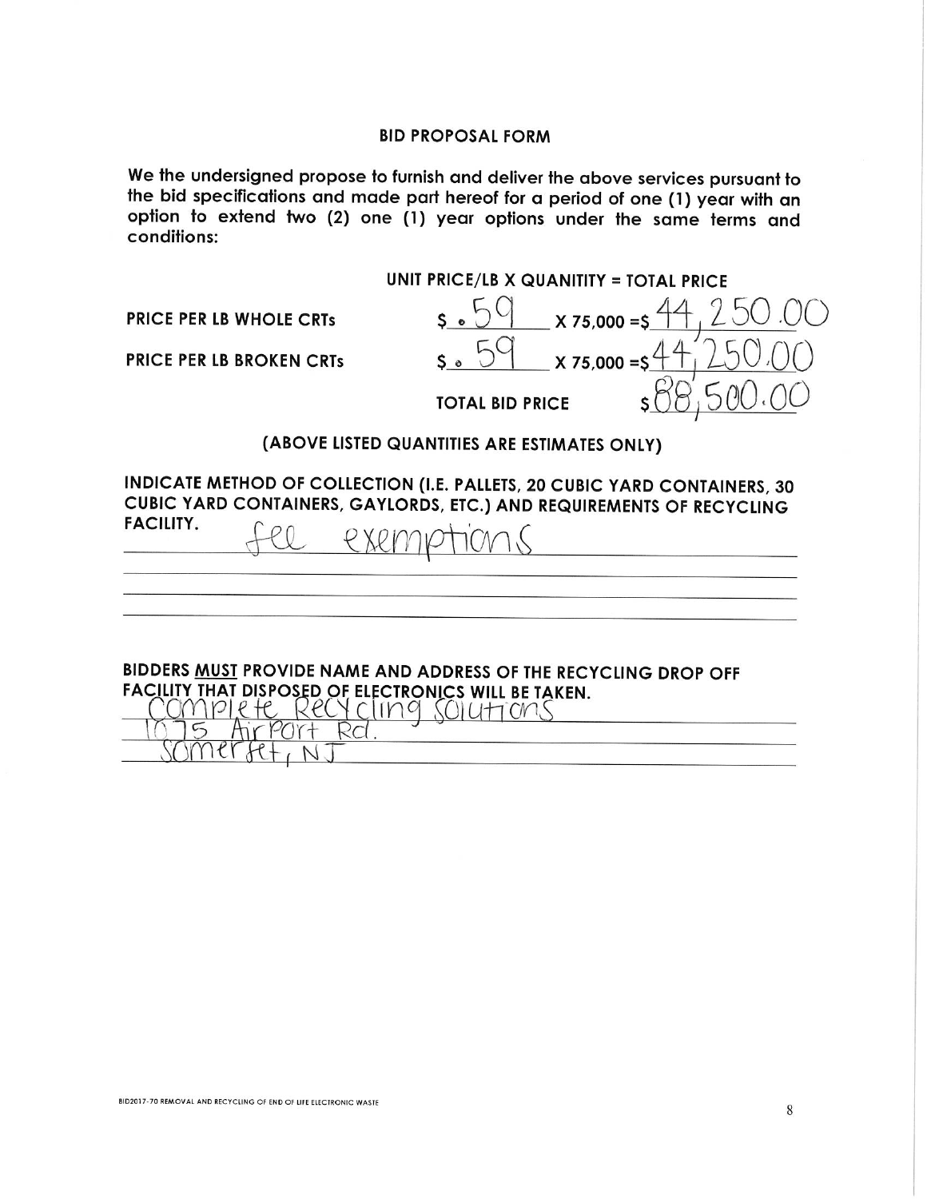## BID PROPOSAL FORM

We the undersigned propose to furnish and deliver the above services pursuant to the bid specifications and made part hereof for a period of one (1) year with an option to extend two (2) one (1) year options under the same terms and conditions:

| | UNIT PRICE/LB X QUANITITY = TOTAL PRICE |
|---|---|
| PRICE PER LB WHOLE CRTs | $ .59 X 75,000 = $ 44,250.00 |
| PRICE PER LB BROKEN CRTs | $ .59 X 75,000 = $ 44,250.00 |
| | TOTAL BID PRICE $ 88,500.00 |

**(ABOVE LISTED QUANTITIES ARE ESTIMATES ONLY)**

**INDICATE METHOD OF COLLECTION (I.E. PALLETS, 20 CUBIC YARD CONTAINERS, 30 CUBIC YARD CONTAINERS, GAYLORDS, ETC.) AND REQUIREMENTS OF RECYCLING FACILITY.**

See exemptions

**BIDDERS MUST PROVIDE NAME AND ADDRESS OF THE RECYCLING DROP OFF FACILITY THAT DISPOSED OF ELECTRONICS WILL BE TAKEN.**

Complete Recycling Solutions
1075 Airport Rd.
Somerset, NJ

BID2017-70 REMOVAL AND RECYCLING OF END OF LIFE ELECTRONIC WASTE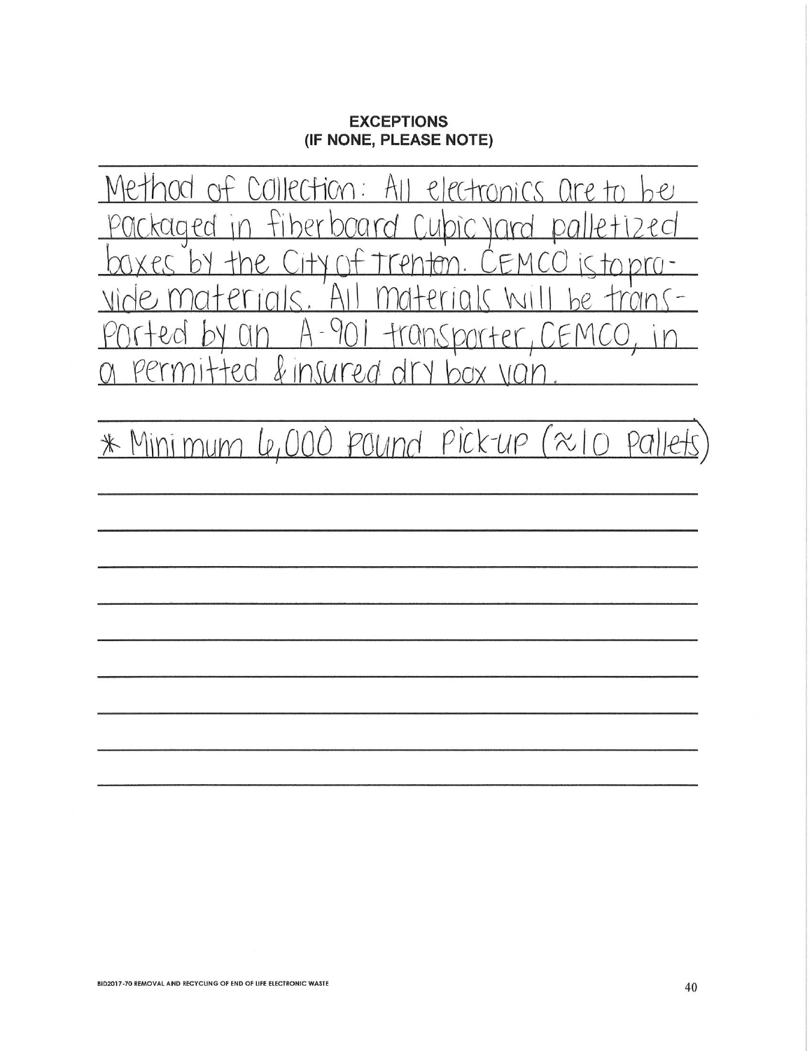**EXCEPTIONS**
**(IF NONE, PLEASE NOTE)**

Method of Collection: All electronics are to be packaged in fiberboard cubic yard palletized boxes by the City of Trenton. CEMCO is to provide materials. All materials will be transported by an A-901 transporter, CEMCO, in a permitted & insured dry box van.

* Minimum 6,000 pound pick-up (≈10 pallets)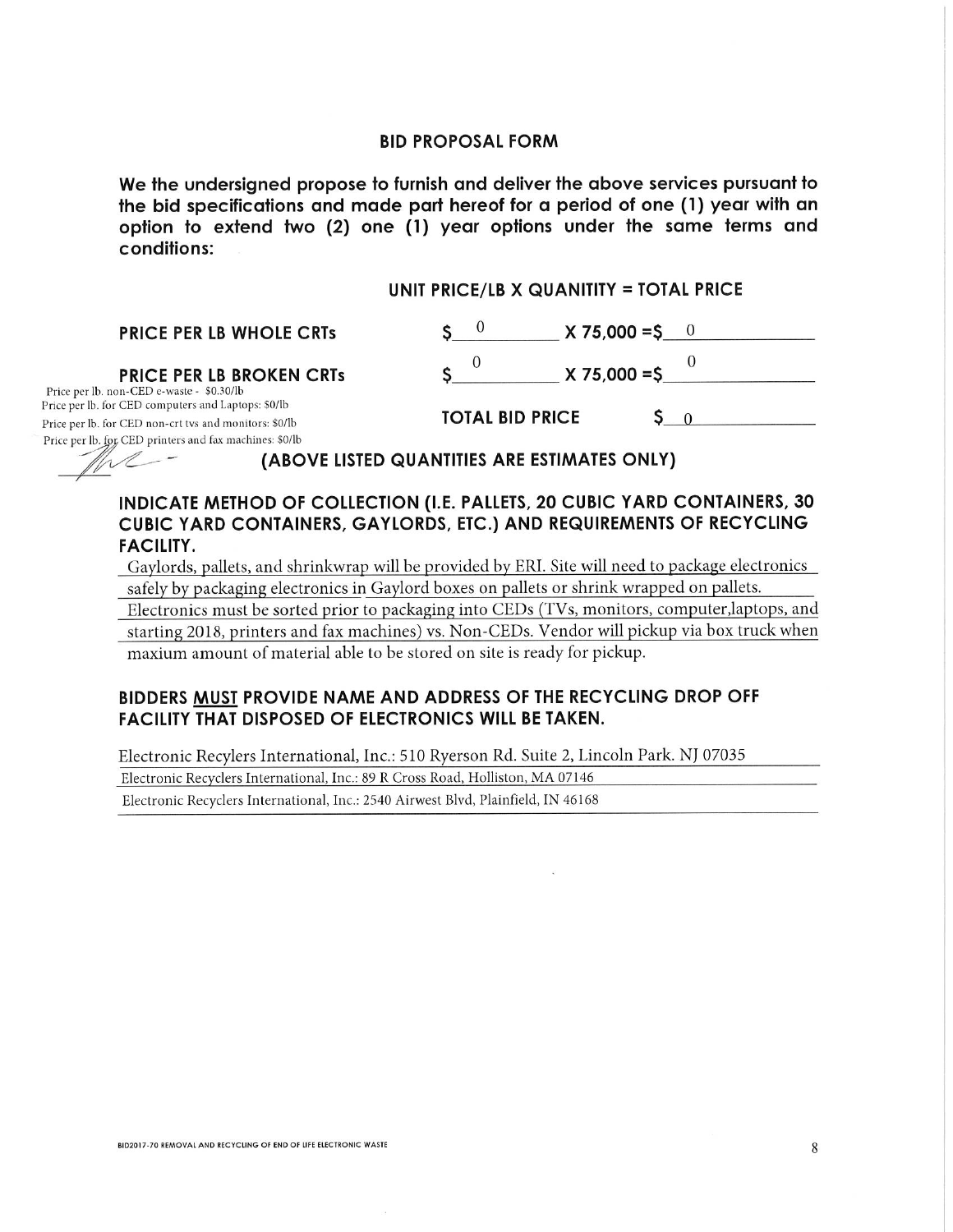## BID PROPOSAL FORM

**We the undersigned propose to furnish and deliver the above services pursuant to the bid specifications and made part hereof for a period of one (1) year with an option to extend two (2) one (1) year options under the same terms and conditions:**

| | UNIT PRICE/LB X QUANITITY = TOTAL PRICE |
|---|---|
| **PRICE PER LB WHOLE CRTs** | $ 0 X 75,000 = $ 0 |
| **PRICE PER LB BROKEN CRTs** | $ 0 X 75,000 = $ 0 |
| | **TOTAL BID PRICE** $ 0 |

Price per lb. non-CED e-waste - $0.30/lb
Price per lb. for CED computers and Laptops: $0/lb
Price per lb. for CED non-crt tvs and monitors: $0/lb
Price per lb. for CED printers and fax machines: $0/lb

**(ABOVE LISTED QUANTITIES ARE ESTIMATES ONLY)**

**INDICATE METHOD OF COLLECTION (I.E. PALLETS, 20 CUBIC YARD CONTAINERS, 30 CUBIC YARD CONTAINERS, GAYLORDS, ETC.) AND REQUIREMENTS OF RECYCLING FACILITY.**

Gaylords, pallets, and shrinkwrap will be provided by ERI. Site will need to package electronics safely by packaging electronics in Gaylord boxes on pallets or shrink wrapped on pallets. Electronics must be sorted prior to packaging into CEDs (TVs, monitors, computer,laptops, and starting 2018, printers and fax machines) vs. Non-CEDs. Vendor will pickup via box truck when maxium amount of material able to be stored on site is ready for pickup.

**BIDDERS MUST PROVIDE NAME AND ADDRESS OF THE RECYCLING DROP OFF FACILITY THAT DISPOSED OF ELECTRONICS WILL BE TAKEN.**

Electronic Recylers International, Inc.: 510 Ryerson Rd. Suite 2, Lincoln Park. NJ 07035

Electronic Recyclers International, Inc.: 89 R Cross Road, Holliston, MA 07146

Electronic Recyclers International, Inc.: 2540 Airwest Blvd, Plainfield, IN 46168

BID2017-70 REMOVAL AND RECYCLING OF END OF LIFE ELECTRONIC WASTE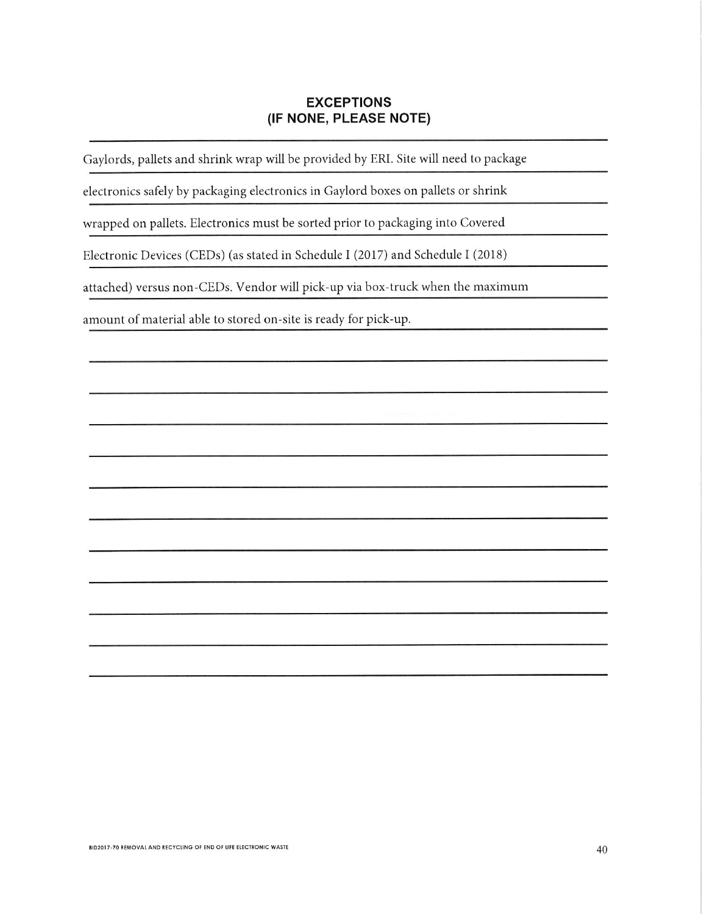## EXCEPTIONS
## (IF NONE, PLEASE NOTE)

Gaylords, pallets and shrink wrap will be provided by ERI. Site will need to package electronics safely by packaging electronics in Gaylord boxes on pallets or shrink wrapped on pallets. Electronics must be sorted prior to packaging into Covered Electronic Devices (CEDs) (as stated in Schedule I (2017) and Schedule I (2018) attached) versus non-CEDs. Vendor will pick-up via box-truck when the maximum amount of material able to stored on-site is ready for pick-up.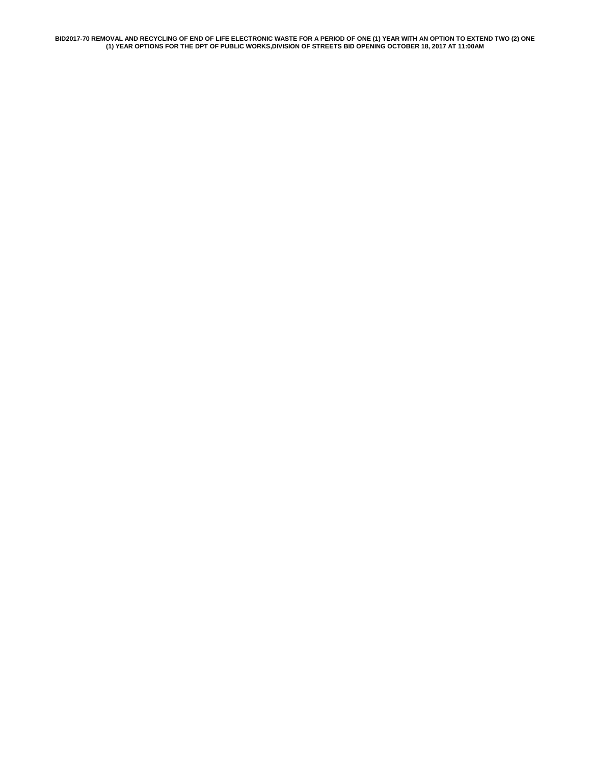**BID2017-70 REMOVAL AND RECYCLING OF END OF LIFE ELECTRONIC WASTE FOR A PERIOD OF ONE (1) YEAR WITH AN OPTION TO EXTEND TWO (2) ONE (1) YEAR OPTIONS FOR THE DPT OF PUBLIC WORKS,DIVISION OF STREETS BID OPENING OCTOBER 18, 2017 AT 11:00AM**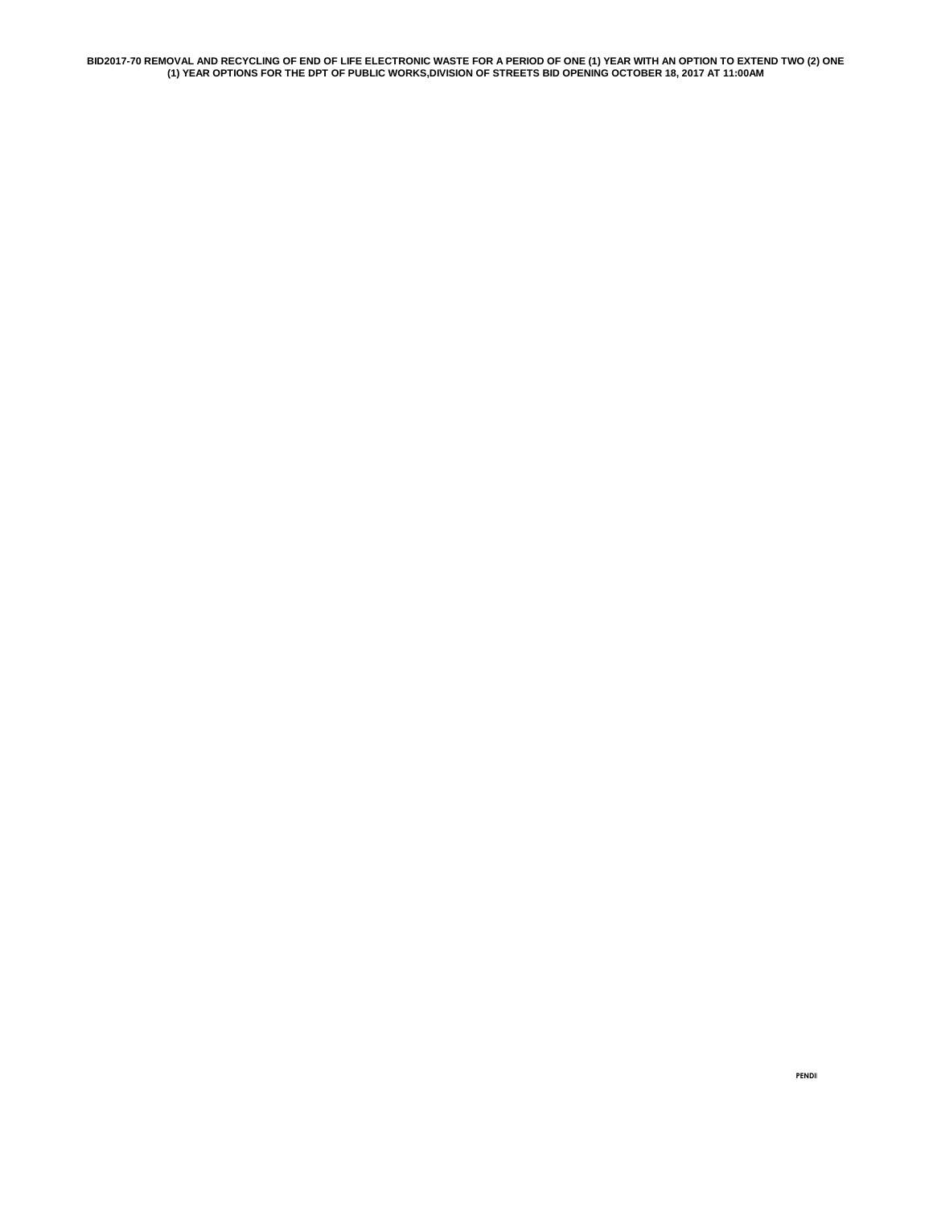**BID2017-70 REMOVAL AND RECYCLING OF END OF LIFE ELECTRONIC WASTE FOR A PERIOD OF ONE (1) YEAR WITH AN OPTION TO EXTEND TWO (2) ONE (1) YEAR OPTIONS FOR THE DPT OF PUBLIC WORKS,DIVISION OF STREETS BID OPENING OCTOBER 18, 2017 AT 11:00AM**

PENDI